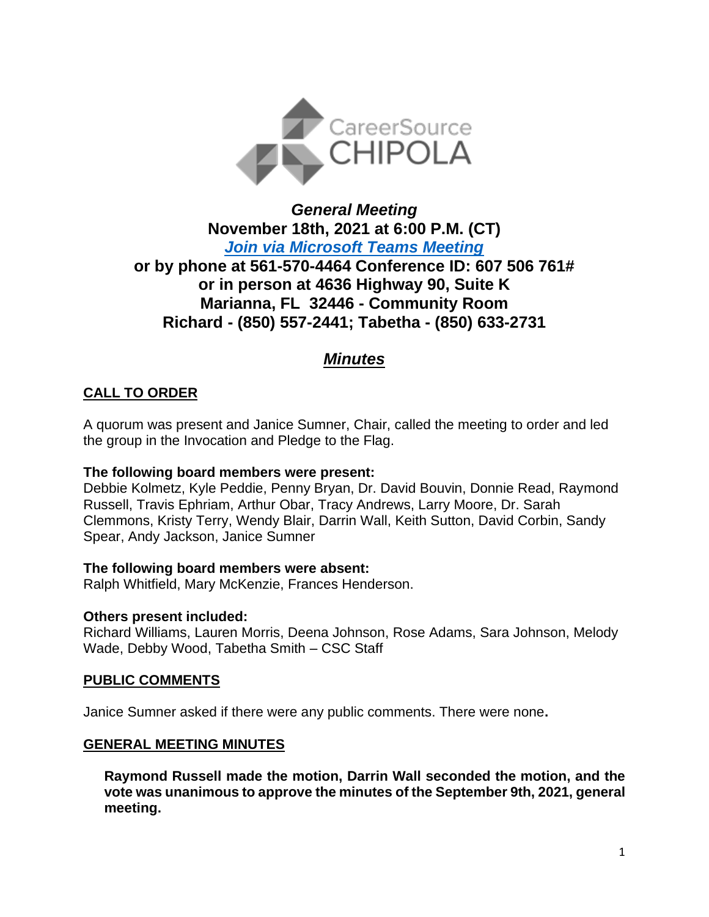CareerSource CHIPOLA

# *General Meeting*

**November 18th, 2021 at 6:00 P.M. (CT)**

***Join via Microsoft Teams Meeting***

**or by phone at 561-570-4464 Conference ID: 607 506 761#**
**or in person at 4636 Highway 90, Suite K**
**Marianna, FL 32446 - Community Room**
**Richard - (850) 557-2441; Tabetha - (850) 633-2731**

## ***Minutes***

### CALL TO ORDER

A quorum was present and Janice Sumner, Chair, called the meeting to order and led the group in the Invocation and Pledge to the Flag.

**The following board members were present:**
Debbie Kolmetz, Kyle Peddie, Penny Bryan, Dr. David Bouvin, Donnie Read, Raymond Russell, Travis Ephriam, Arthur Obar, Tracy Andrews, Larry Moore, Dr. Sarah Clemmons, Kristy Terry, Wendy Blair, Darrin Wall, Keith Sutton, David Corbin, Sandy Spear, Andy Jackson, Janice Sumner

**The following board members were absent:**
Ralph Whitfield, Mary McKenzie, Frances Henderson.

**Others present included:**
Richard Williams, Lauren Morris, Deena Johnson, Rose Adams, Sara Johnson, Melody Wade, Debby Wood, Tabetha Smith – CSC Staff

### PUBLIC COMMENTS

Janice Sumner asked if there were any public comments. There were none**.**

### GENERAL MEETING MINUTES

**Raymond Russell made the motion, Darrin Wall seconded the motion, and the vote was unanimous to approve the minutes of the September 9th, 2021, general meeting.**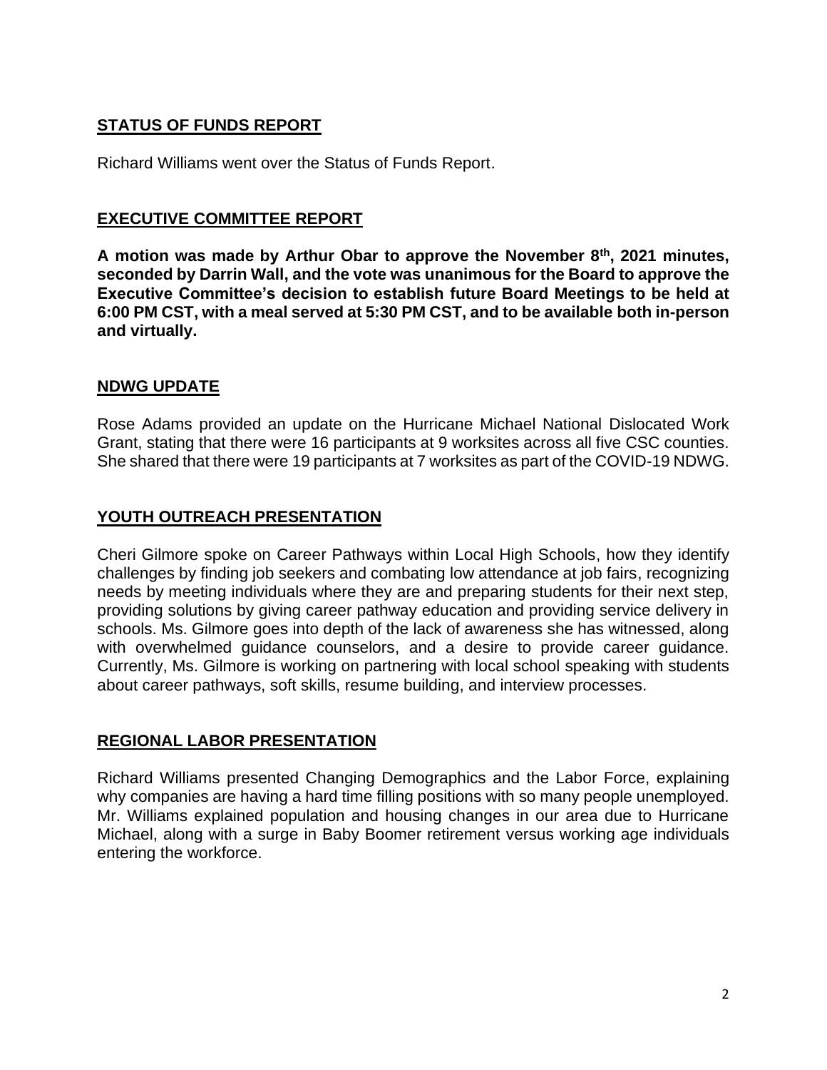## STATUS OF FUNDS REPORT

Richard Williams went over the Status of Funds Report.

## EXECUTIVE COMMITTEE REPORT

**A motion was made by Arthur Obar to approve the November 8th, 2021 minutes, seconded by Darrin Wall, and the vote was unanimous for the Board to approve the Executive Committee's decision to establish future Board Meetings to be held at 6:00 PM CST, with a meal served at 5:30 PM CST, and to be available both in-person and virtually.**

## NDWG UPDATE

Rose Adams provided an update on the Hurricane Michael National Dislocated Work Grant, stating that there were 16 participants at 9 worksites across all five CSC counties. She shared that there were 19 participants at 7 worksites as part of the COVID-19 NDWG.

## YOUTH OUTREACH PRESENTATION

Cheri Gilmore spoke on Career Pathways within Local High Schools, how they identify challenges by finding job seekers and combating low attendance at job fairs, recognizing needs by meeting individuals where they are and preparing students for their next step, providing solutions by giving career pathway education and providing service delivery in schools. Ms. Gilmore goes into depth of the lack of awareness she has witnessed, along with overwhelmed guidance counselors, and a desire to provide career guidance. Currently, Ms. Gilmore is working on partnering with local school speaking with students about career pathways, soft skills, resume building, and interview processes.

## REGIONAL LABOR PRESENTATION

Richard Williams presented Changing Demographics and the Labor Force, explaining why companies are having a hard time filling positions with so many people unemployed. Mr. Williams explained population and housing changes in our area due to Hurricane Michael, along with a surge in Baby Boomer retirement versus working age individuals entering the workforce.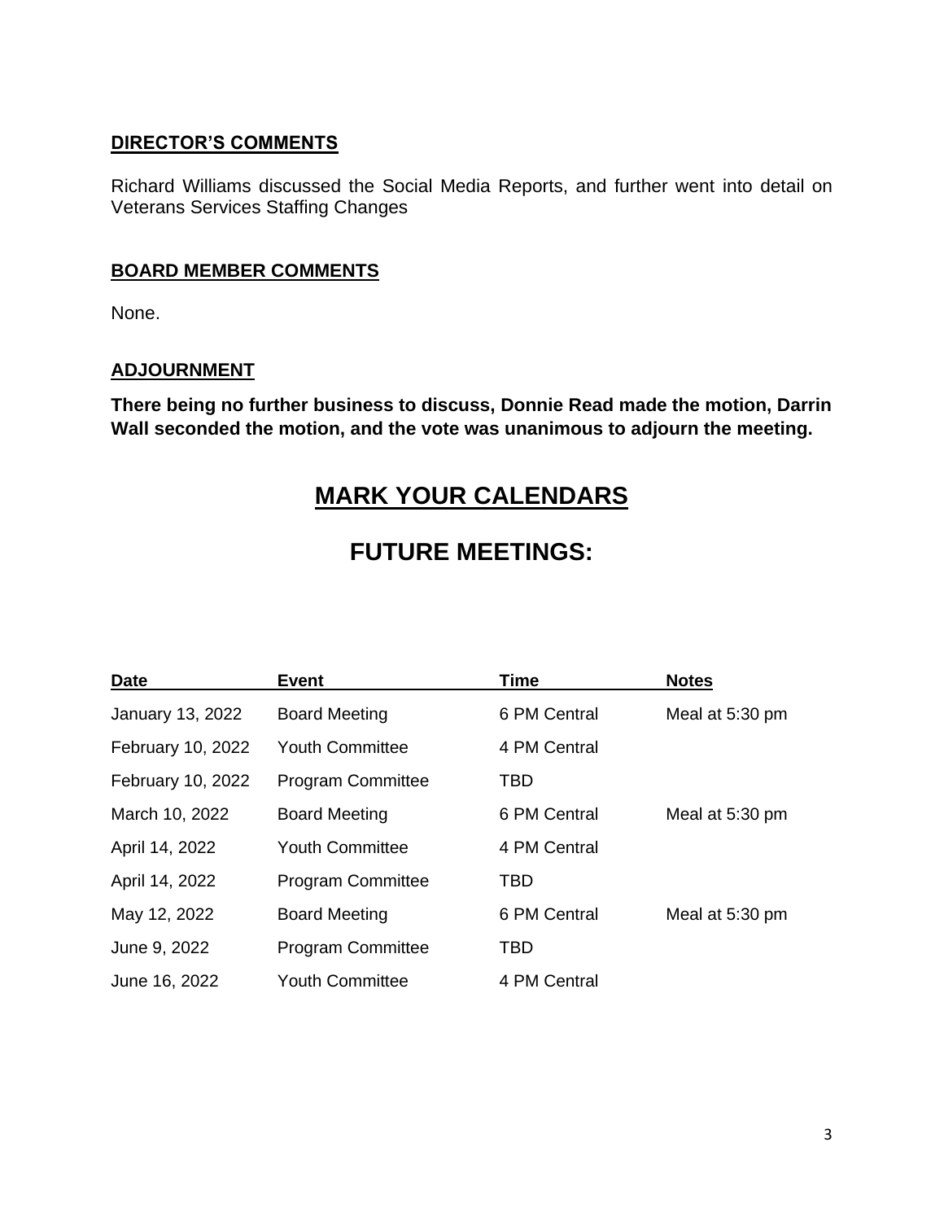## DIRECTOR'S COMMENTS

Richard Williams discussed the Social Media Reports, and further went into detail on Veterans Services Staffing Changes

## BOARD MEMBER COMMENTS

None.

## ADJOURNMENT

**There being no further business to discuss, Donnie Read made the motion, Darrin Wall seconded the motion, and the vote was unanimous to adjourn the meeting.**

# MARK YOUR CALENDARS

# FUTURE MEETINGS:

| Date | Event | Time | Notes |
|---|---|---|---|
| January 13, 2022 | Board Meeting | 6 PM Central | Meal at 5:30 pm |
| February 10, 2022 | Youth Committee | 4 PM Central | |
| February 10, 2022 | Program Committee | TBD | |
| March 10, 2022 | Board Meeting | 6 PM Central | Meal at 5:30 pm |
| April 14, 2022 | Youth Committee | 4 PM Central | |
| April 14, 2022 | Program Committee | TBD | |
| May 12, 2022 | Board Meeting | 6 PM Central | Meal at 5:30 pm |
| June 9, 2022 | Program Committee | TBD | |
| June 16, 2022 | Youth Committee | 4 PM Central | |